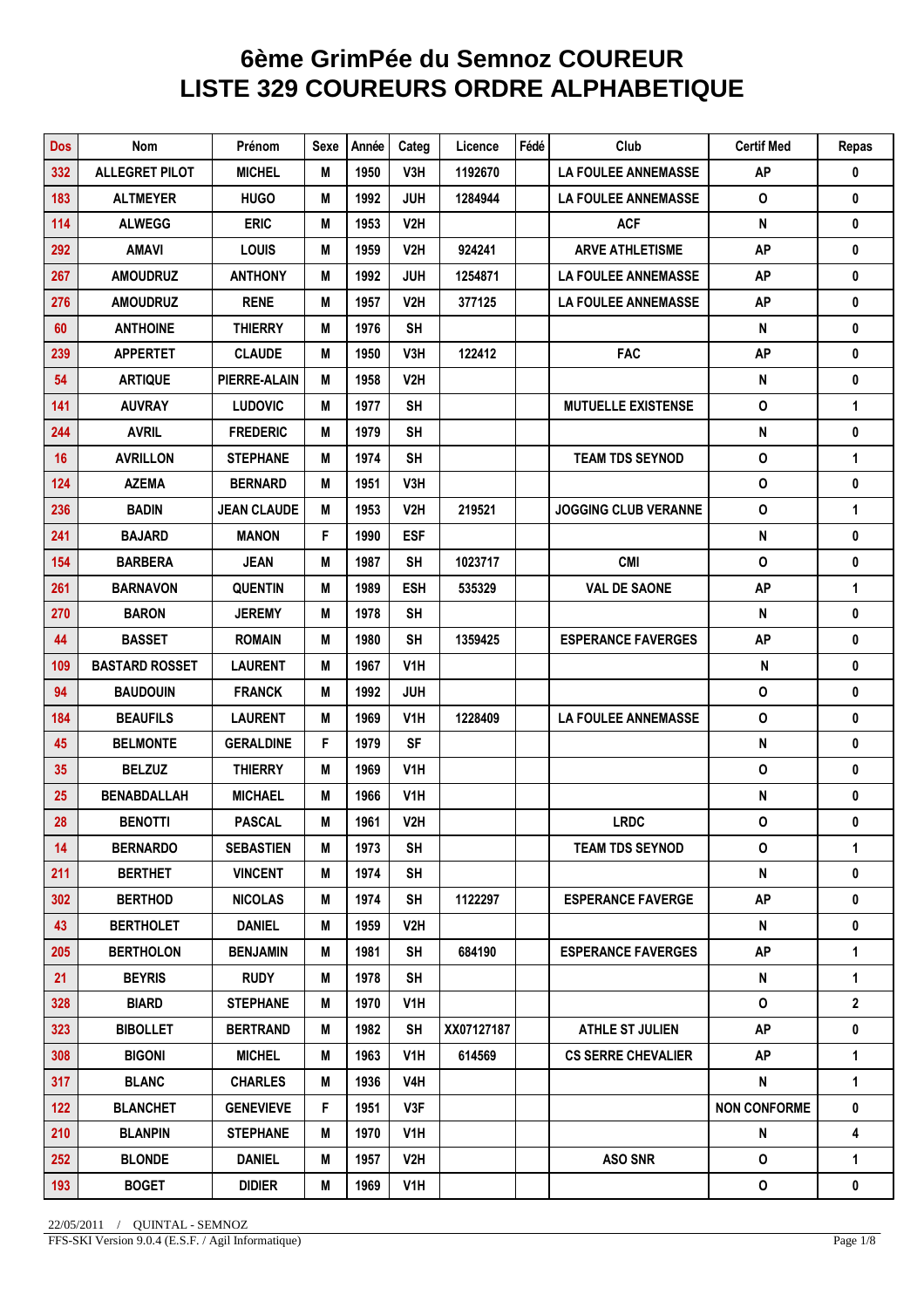# 6ème GrimPée du Semnoz COUREUR
# LISTE 329 COUREURS ORDRE ALPHABETIQUE

| Dos | Nom | Prénom | Sexe | Année | Categ | Licence | Fédé | Club | Certif Med | Repas |
|---|---|---|---|---|---|---|---|---|---|---|
| 332 | ALLEGRET PILOT | MICHEL | M | 1950 | V3H | 1192670 | | LA FOULEE ANNEMASSE | AP | 0 |
| 183 | ALTMEYER | HUGO | M | 1992 | JUH | 1284944 | | LA FOULEE ANNEMASSE | O | 0 |
| 114 | ALWEGG | ERIC | M | 1953 | V2H | | | ACF | N | 0 |
| 292 | AMAVI | LOUIS | M | 1959 | V2H | 924241 | | ARVE ATHLETISME | AP | 0 |
| 267 | AMOUDRUZ | ANTHONY | M | 1992 | JUH | 1254871 | | LA FOULEE ANNEMASSE | AP | 0 |
| 276 | AMOUDRUZ | RENE | M | 1957 | V2H | 377125 | | LA FOULEE ANNEMASSE | AP | 0 |
| 60 | ANTHOINE | THIERRY | M | 1976 | SH | | | | N | 0 |
| 239 | APPERTET | CLAUDE | M | 1950 | V3H | 122412 | | FAC | AP | 0 |
| 54 | ARTIQUE | PIERRE-ALAIN | M | 1958 | V2H | | | | N | 0 |
| 141 | AUVRAY | LUDOVIC | M | 1977 | SH | | | MUTUELLE EXISTENSE | O | 1 |
| 244 | AVRIL | FREDERIC | M | 1979 | SH | | | | N | 0 |
| 16 | AVRILLON | STEPHANE | M | 1974 | SH | | | TEAM TDS SEYNOD | O | 1 |
| 124 | AZEMA | BERNARD | M | 1951 | V3H | | | | O | 0 |
| 236 | BADIN | JEAN CLAUDE | M | 1953 | V2H | 219521 | | JOGGING CLUB VERANNE | O | 1 |
| 241 | BAJARD | MANON | F | 1990 | ESF | | | | N | 0 |
| 154 | BARBERA | JEAN | M | 1987 | SH | 1023717 | | CMI | O | 0 |
| 261 | BARNAVON | QUENTIN | M | 1989 | ESH | 535329 | | VAL DE SAONE | AP | 1 |
| 270 | BARON | JEREMY | M | 1978 | SH | | | | N | 0 |
| 44 | BASSET | ROMAIN | M | 1980 | SH | 1359425 | | ESPERANCE FAVERGES | AP | 0 |
| 109 | BASTARD ROSSET | LAURENT | M | 1967 | V1H | | | | N | 0 |
| 94 | BAUDOUIN | FRANCK | M | 1992 | JUH | | | | O | 0 |
| 184 | BEAUFILS | LAURENT | M | 1969 | V1H | 1228409 | | LA FOULEE ANNEMASSE | O | 0 |
| 45 | BELMONTE | GERALDINE | F | 1979 | SF | | | | N | 0 |
| 35 | BELZUZ | THIERRY | M | 1969 | V1H | | | | O | 0 |
| 25 | BENABDALLAH | MICHAEL | M | 1966 | V1H | | | | N | 0 |
| 28 | BENOTTI | PASCAL | M | 1961 | V2H | | | LRDC | O | 0 |
| 14 | BERNARDO | SEBASTIEN | M | 1973 | SH | | | TEAM TDS SEYNOD | O | 1 |
| 211 | BERTHET | VINCENT | M | 1974 | SH | | | | N | 0 |
| 302 | BERTHOD | NICOLAS | M | 1974 | SH | 1122297 | | ESPERANCE FAVERGE | AP | 0 |
| 43 | BERTHOLET | DANIEL | M | 1959 | V2H | | | | N | 0 |
| 205 | BERTHOLON | BENJAMIN | M | 1981 | SH | 684190 | | ESPERANCE FAVERGES | AP | 1 |
| 21 | BEYRIS | RUDY | M | 1978 | SH | | | | N | 1 |
| 328 | BIARD | STEPHANE | M | 1970 | V1H | | | | O | 2 |
| 323 | BIBOLLET | BERTRAND | M | 1982 | SH | XX07127187 | | ATHLE ST JULIEN | AP | 0 |
| 308 | BIGONI | MICHEL | M | 1963 | V1H | 614569 | | CS SERRE CHEVALIER | AP | 1 |
| 317 | BLANC | CHARLES | M | 1936 | V4H | | | | N | 1 |
| 122 | BLANCHET | GENEVIEVE | F | 1951 | V3F | | | | NON CONFORME | 0 |
| 210 | BLANPIN | STEPHANE | M | 1970 | V1H | | | | N | 4 |
| 252 | BLONDE | DANIEL | M | 1957 | V2H | | | ASO SNR | O | 1 |
| 193 | BOGET | DIDIER | M | 1969 | V1H | | | | O | 0 |

22/05/2011 / QUINTAL - SEMNOZ
FFS-SKI Version 9.0.4 (E.S.F. / Agil Informatique)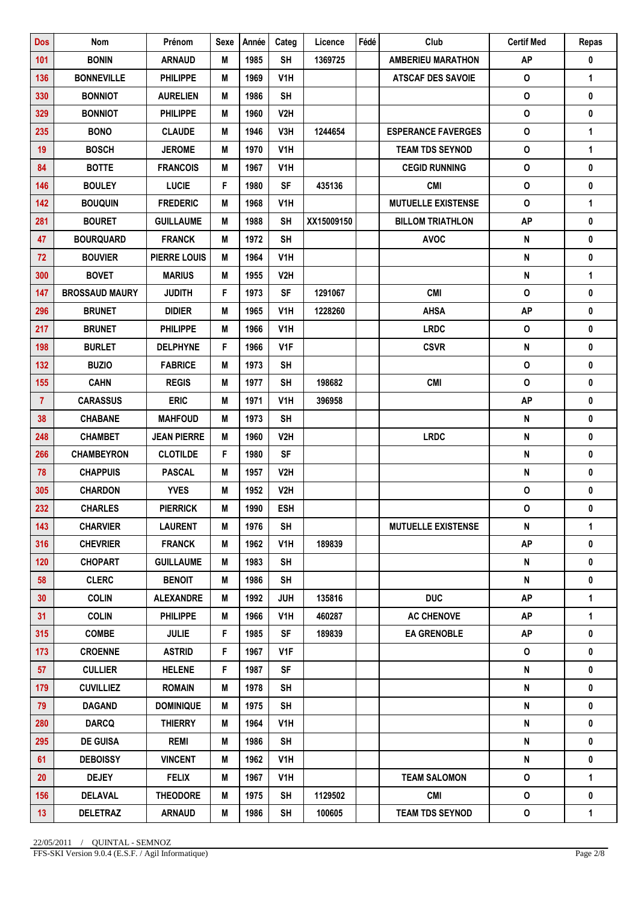| Dos | Nom | Prénom | Sexe | Année | Categ | Licence | Fédé | Club | Certif Med | Repas |
|---|---|---|---|---|---|---|---|---|---|---|
| 101 | BONIN | ARNAUD | M | 1985 | SH | 1369725 | | AMBERIEU MARATHON | AP | 0 |
| 136 | BONNEVILLE | PHILIPPE | M | 1969 | V1H | | | ATSCAF DES SAVOIE | O | 1 |
| 330 | BONNIOT | AURELIEN | M | 1986 | SH | | | | O | 0 |
| 329 | BONNIOT | PHILIPPE | M | 1960 | V2H | | | | O | 0 |
| 235 | BONO | CLAUDE | M | 1946 | V3H | 1244654 | | ESPERANCE FAVERGES | O | 1 |
| 19 | BOSCH | JEROME | M | 1970 | V1H | | | TEAM TDS SEYNOD | O | 1 |
| 84 | BOTTE | FRANCOIS | M | 1967 | V1H | | | CEGID RUNNING | O | 0 |
| 146 | BOULEY | LUCIE | F | 1980 | SF | 435136 | | CMI | O | 0 |
| 142 | BOUQUIN | FREDERIC | M | 1968 | V1H | | | MUTUELLE EXISTENSE | O | 1 |
| 281 | BOURET | GUILLAUME | M | 1988 | SH | XX15009150 | | BILLOM TRIATHLON | AP | 0 |
| 47 | BOURQUARD | FRANCK | M | 1972 | SH | | | AVOC | N | 0 |
| 72 | BOUVIER | PIERRE LOUIS | M | 1964 | V1H | | | | N | 0 |
| 300 | BOVET | MARIUS | M | 1955 | V2H | | | | N | 1 |
| 147 | BROSSAUD MAURY | JUDITH | F | 1973 | SF | 1291067 | | CMI | O | 0 |
| 296 | BRUNET | DIDIER | M | 1965 | V1H | 1228260 | | AHSA | AP | 0 |
| 217 | BRUNET | PHILIPPE | M | 1966 | V1H | | | LRDC | O | 0 |
| 198 | BURLET | DELPHYNE | F | 1966 | V1F | | | CSVR | N | 0 |
| 132 | BUZIO | FABRICE | M | 1973 | SH | | | | O | 0 |
| 155 | CAHN | REGIS | M | 1977 | SH | 198682 | | CMI | O | 0 |
| 7 | CARASSUS | ERIC | M | 1971 | V1H | 396958 | | | AP | 0 |
| 38 | CHABANE | MAHFOUD | M | 1973 | SH | | | | N | 0 |
| 248 | CHAMBET | JEAN PIERRE | M | 1960 | V2H | | | LRDC | N | 0 |
| 266 | CHAMBEYRON | CLOTILDE | F | 1980 | SF | | | | N | 0 |
| 78 | CHAPPUIS | PASCAL | M | 1957 | V2H | | | | N | 0 |
| 305 | CHARDON | YVES | M | 1952 | V2H | | | | O | 0 |
| 232 | CHARLES | PIERRICK | M | 1990 | ESH | | | | O | 0 |
| 143 | CHARVIER | LAURENT | M | 1976 | SH | | | MUTUELLE EXISTENSE | N | 1 |
| 316 | CHEVRIER | FRANCK | M | 1962 | V1H | 189839 | | | AP | 0 |
| 120 | CHOPART | GUILLAUME | M | 1983 | SH | | | | N | 0 |
| 58 | CLERC | BENOIT | M | 1986 | SH | | | | N | 0 |
| 30 | COLIN | ALEXANDRE | M | 1992 | JUH | 135816 | | DUC | AP | 1 |
| 31 | COLIN | PHILIPPE | M | 1966 | V1H | 460287 | | AC CHENOVE | AP | 1 |
| 315 | COMBE | JULIE | F | 1985 | SF | 189839 | | EA GRENOBLE | AP | 0 |
| 173 | CROENNE | ASTRID | F | 1967 | V1F | | | | O | 0 |
| 57 | CULLIER | HELENE | F | 1987 | SF | | | | N | 0 |
| 179 | CUVILLIEZ | ROMAIN | M | 1978 | SH | | | | N | 0 |
| 79 | DAGAND | DOMINIQUE | M | 1975 | SH | | | | N | 0 |
| 280 | DARCQ | THIERRY | M | 1964 | V1H | | | | N | 0 |
| 295 | DE GUISA | REMI | M | 1986 | SH | | | | N | 0 |
| 61 | DEBOISSY | VINCENT | M | 1962 | V1H | | | | N | 0 |
| 20 | DEJEY | FELIX | M | 1967 | V1H | | | TEAM SALOMON | O | 1 |
| 156 | DELAVAL | THEODORE | M | 1975 | SH | 1129502 | | CMI | O | 0 |
| 13 | DELETRAZ | ARNAUD | M | 1986 | SH | 100605 | | TEAM TDS SEYNOD | O | 1 |

22/05/2011 / QUINTAL - SEMNOZ
FFS-SKI Version 9.0.4 (E.S.F. / Agil Informatique)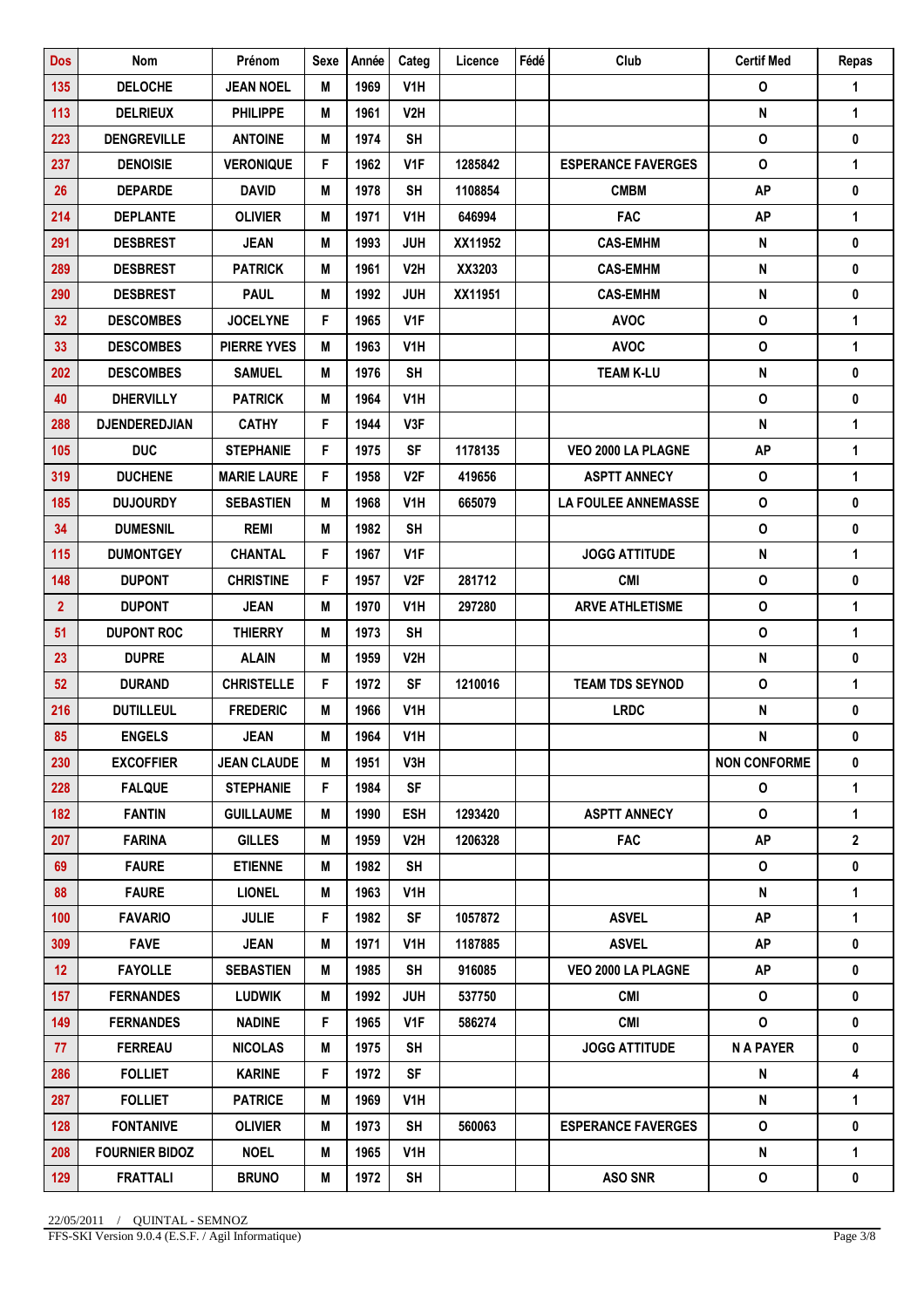| Dos | Nom | Prénom | Sexe | Année | Categ | Licence | Fédé | Club | Certif Med | Repas |
|---|---|---|---|---|---|---|---|---|---|---|
| 135 | DELOCHE | JEAN NOEL | M | 1969 | V1H | | | | O | 1 |
| 113 | DELRIEUX | PHILIPPE | M | 1961 | V2H | | | | N | 1 |
| 223 | DENGREVILLE | ANTOINE | M | 1974 | SH | | | | O | 0 |
| 237 | DENOISIE | VERONIQUE | F | 1962 | V1F | 1285842 | | ESPERANCE FAVERGES | O | 1 |
| 26 | DEPARDE | DAVID | M | 1978 | SH | 1108854 | | CMBM | AP | 0 |
| 214 | DEPLANTE | OLIVIER | M | 1971 | V1H | 646994 | | FAC | AP | 1 |
| 291 | DESBREST | JEAN | M | 1993 | JUH | XX11952 | | CAS-EMHM | N | 0 |
| 289 | DESBREST | PATRICK | M | 1961 | V2H | XX3203 | | CAS-EMHM | N | 0 |
| 290 | DESBREST | PAUL | M | 1992 | JUH | XX11951 | | CAS-EMHM | N | 0 |
| 32 | DESCOMBES | JOCELYNE | F | 1965 | V1F | | | AVOC | O | 1 |
| 33 | DESCOMBES | PIERRE YVES | M | 1963 | V1H | | | AVOC | O | 1 |
| 202 | DESCOMBES | SAMUEL | M | 1976 | SH | | | TEAM K-LU | N | 0 |
| 40 | DHERVILLY | PATRICK | M | 1964 | V1H | | | | O | 0 |
| 288 | DJENDEREDJIAN | CATHY | F | 1944 | V3F | | | | N | 1 |
| 105 | DUC | STEPHANIE | F | 1975 | SF | 1178135 | | VEO 2000 LA PLAGNE | AP | 1 |
| 319 | DUCHENE | MARIE LAURE | F | 1958 | V2F | 419656 | | ASPTT ANNECY | O | 1 |
| 185 | DUJOURDY | SEBASTIEN | M | 1968 | V1H | 665079 | | LA FOULEE ANNEMASSE | O | 0 |
| 34 | DUMESNIL | REMI | M | 1982 | SH | | | | O | 0 |
| 115 | DUMONTGEY | CHANTAL | F | 1967 | V1F | | | JOGG ATTITUDE | N | 1 |
| 148 | DUPONT | CHRISTINE | F | 1957 | V2F | 281712 | | CMI | O | 0 |
| 2 | DUPONT | JEAN | M | 1970 | V1H | 297280 | | ARVE ATHLETISME | O | 1 |
| 51 | DUPONT ROC | THIERRY | M | 1973 | SH | | | | O | 1 |
| 23 | DUPRE | ALAIN | M | 1959 | V2H | | | | N | 0 |
| 52 | DURAND | CHRISTELLE | F | 1972 | SF | 1210016 | | TEAM TDS SEYNOD | O | 1 |
| 216 | DUTILLEUL | FREDERIC | M | 1966 | V1H | | | LRDC | N | 0 |
| 85 | ENGELS | JEAN | M | 1964 | V1H | | | | N | 0 |
| 230 | EXCOFFIER | JEAN CLAUDE | M | 1951 | V3H | | | | NON CONFORME | 0 |
| 228 | FALQUE | STEPHANIE | F | 1984 | SF | | | | O | 1 |
| 182 | FANTIN | GUILLAUME | M | 1990 | ESH | 1293420 | | ASPTT ANNECY | O | 1 |
| 207 | FARINA | GILLES | M | 1959 | V2H | 1206328 | | FAC | AP | 2 |
| 69 | FAURE | ETIENNE | M | 1982 | SH | | | | O | 0 |
| 88 | FAURE | LIONEL | M | 1963 | V1H | | | | N | 1 |
| 100 | FAVARIO | JULIE | F | 1982 | SF | 1057872 | | ASVEL | AP | 1 |
| 309 | FAVE | JEAN | M | 1971 | V1H | 1187885 | | ASVEL | AP | 0 |
| 12 | FAYOLLE | SEBASTIEN | M | 1985 | SH | 916085 | | VEO 2000 LA PLAGNE | AP | 0 |
| 157 | FERNANDES | LUDWIK | M | 1992 | JUH | 537750 | | CMI | O | 0 |
| 149 | FERNANDES | NADINE | F | 1965 | V1F | 586274 | | CMI | O | 0 |
| 77 | FERREAU | NICOLAS | M | 1975 | SH | | | JOGG ATTITUDE | N A PAYER | 0 |
| 286 | FOLLIET | KARINE | F | 1972 | SF | | | | N | 4 |
| 287 | FOLLIET | PATRICE | M | 1969 | V1H | | | | N | 1 |
| 128 | FONTANIVE | OLIVIER | M | 1973 | SH | 560063 | | ESPERANCE FAVERGES | O | 0 |
| 208 | FOURNIER BIDOZ | NOEL | M | 1965 | V1H | | | | N | 1 |
| 129 | FRATTALI | BRUNO | M | 1972 | SH | | | ASO SNR | O | 0 |

22/05/2011 / QUINTAL - SEMNOZ
FFS-SKI Version 9.0.4 (E.S.F. / Agil Informatique)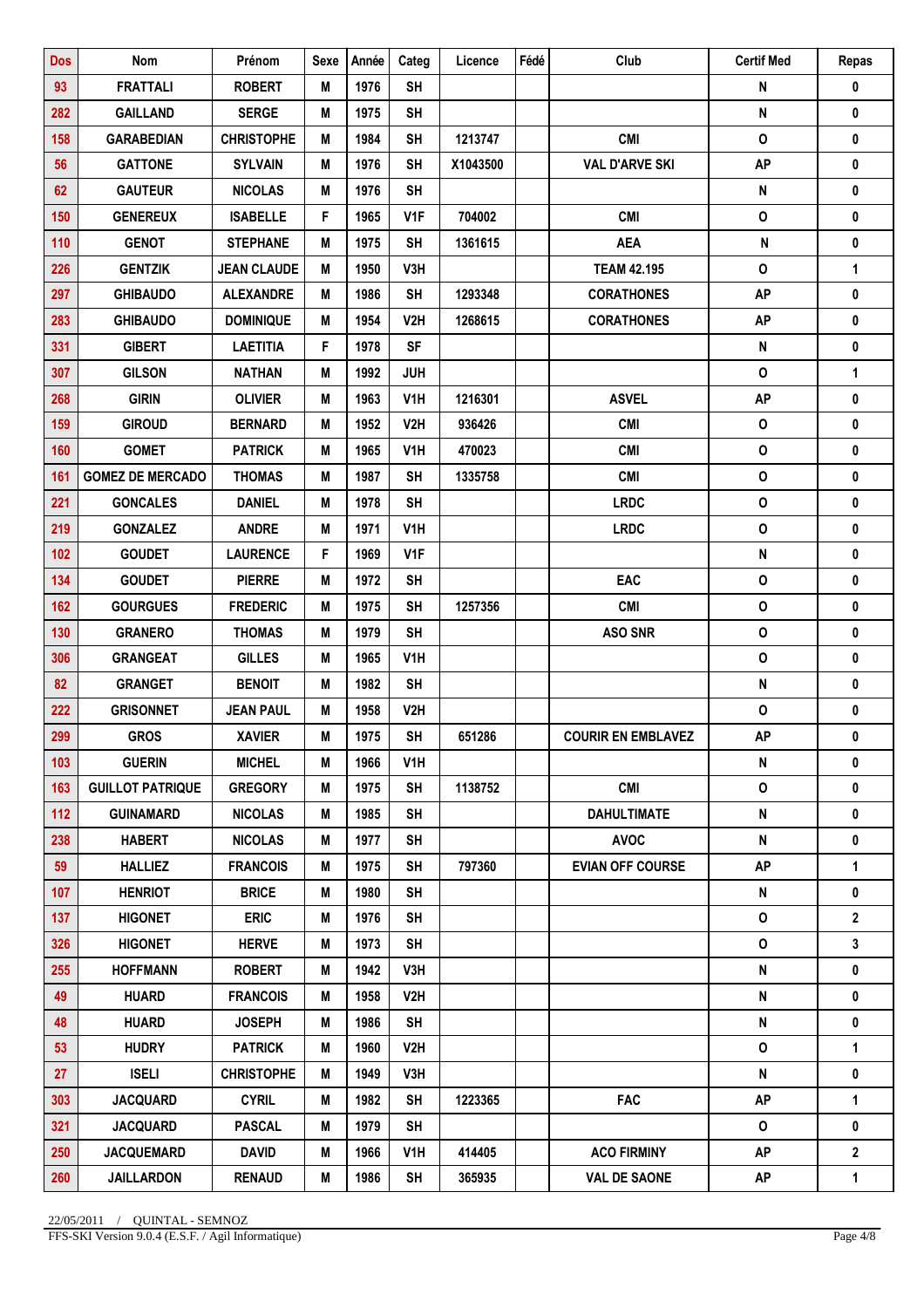| Dos | Nom | Prénom | Sexe | Année | Categ | Licence | Fédé | Club | Certif Med | Repas |
|---|---|---|---|---|---|---|---|---|---|---|
| 93 | FRATTALI | ROBERT | M | 1976 | SH | | | | N | 0 |
| 282 | GAILLAND | SERGE | M | 1975 | SH | | | | N | 0 |
| 158 | GARABEDIAN | CHRISTOPHE | M | 1984 | SH | 1213747 | | CMI | O | 0 |
| 56 | GATTONE | SYLVAIN | M | 1976 | SH | X1043500 | | VAL D'ARVE SKI | AP | 0 |
| 62 | GAUTEUR | NICOLAS | M | 1976 | SH | | | | N | 0 |
| 150 | GENEREUX | ISABELLE | F | 1965 | V1F | 704002 | | CMI | O | 0 |
| 110 | GENOT | STEPHANE | M | 1975 | SH | 1361615 | | AEA | N | 0 |
| 226 | GENTZIK | JEAN CLAUDE | M | 1950 | V3H | | | TEAM 42.195 | O | 1 |
| 297 | GHIBAUDO | ALEXANDRE | M | 1986 | SH | 1293348 | | CORATHONES | AP | 0 |
| 283 | GHIBAUDO | DOMINIQUE | M | 1954 | V2H | 1268615 | | CORATHONES | AP | 0 |
| 331 | GIBERT | LAETITIA | F | 1978 | SF | | | | N | 0 |
| 307 | GILSON | NATHAN | M | 1992 | JUH | | | | O | 1 |
| 268 | GIRIN | OLIVIER | M | 1963 | V1H | 1216301 | | ASVEL | AP | 0 |
| 159 | GIROUD | BERNARD | M | 1952 | V2H | 936426 | | CMI | O | 0 |
| 160 | GOMET | PATRICK | M | 1965 | V1H | 470023 | | CMI | O | 0 |
| 161 | GOMEZ DE MERCADO | THOMAS | M | 1987 | SH | 1335758 | | CMI | O | 0 |
| 221 | GONCALES | DANIEL | M | 1978 | SH | | | LRDC | O | 0 |
| 219 | GONZALEZ | ANDRE | M | 1971 | V1H | | | LRDC | O | 0 |
| 102 | GOUDET | LAURENCE | F | 1969 | V1F | | | | N | 0 |
| 134 | GOUDET | PIERRE | M | 1972 | SH | | | EAC | O | 0 |
| 162 | GOURGUES | FREDERIC | M | 1975 | SH | 1257356 | | CMI | O | 0 |
| 130 | GRANERO | THOMAS | M | 1979 | SH | | | ASO SNR | O | 0 |
| 306 | GRANGEAT | GILLES | M | 1965 | V1H | | | | O | 0 |
| 82 | GRANGET | BENOIT | M | 1982 | SH | | | | N | 0 |
| 222 | GRISONNET | JEAN PAUL | M | 1958 | V2H | | | | O | 0 |
| 299 | GROS | XAVIER | M | 1975 | SH | 651286 | | COURIR EN EMBLAVEZ | AP | 0 |
| 103 | GUERIN | MICHEL | M | 1966 | V1H | | | | N | 0 |
| 163 | GUILLOT PATRIQUE | GREGORY | M | 1975 | SH | 1138752 | | CMI | O | 0 |
| 112 | GUINAMARD | NICOLAS | M | 1985 | SH | | | DAHULTIMATE | N | 0 |
| 238 | HABERT | NICOLAS | M | 1977 | SH | | | AVOC | N | 0 |
| 59 | HALLIEZ | FRANCOIS | M | 1975 | SH | 797360 | | EVIAN OFF COURSE | AP | 1 |
| 107 | HENRIOT | BRICE | M | 1980 | SH | | | | N | 0 |
| 137 | HIGONET | ERIC | M | 1976 | SH | | | | O | 2 |
| 326 | HIGONET | HERVE | M | 1973 | SH | | | | O | 3 |
| 255 | HOFFMANN | ROBERT | M | 1942 | V3H | | | | N | 0 |
| 49 | HUARD | FRANCOIS | M | 1958 | V2H | | | | N | 0 |
| 48 | HUARD | JOSEPH | M | 1986 | SH | | | | N | 0 |
| 53 | HUDRY | PATRICK | M | 1960 | V2H | | | | O | 1 |
| 27 | ISELI | CHRISTOPHE | M | 1949 | V3H | | | | N | 0 |
| 303 | JACQUARD | CYRIL | M | 1982 | SH | 1223365 | | FAC | AP | 1 |
| 321 | JACQUARD | PASCAL | M | 1979 | SH | | | | O | 0 |
| 250 | JACQUEMARD | DAVID | M | 1966 | V1H | 414405 | | ACO FIRMINY | AP | 2 |
| 260 | JAILLARDON | RENAUD | M | 1986 | SH | 365935 | | VAL DE SAONE | AP | 1 |

22/05/2011 / QUINTAL - SEMNOZ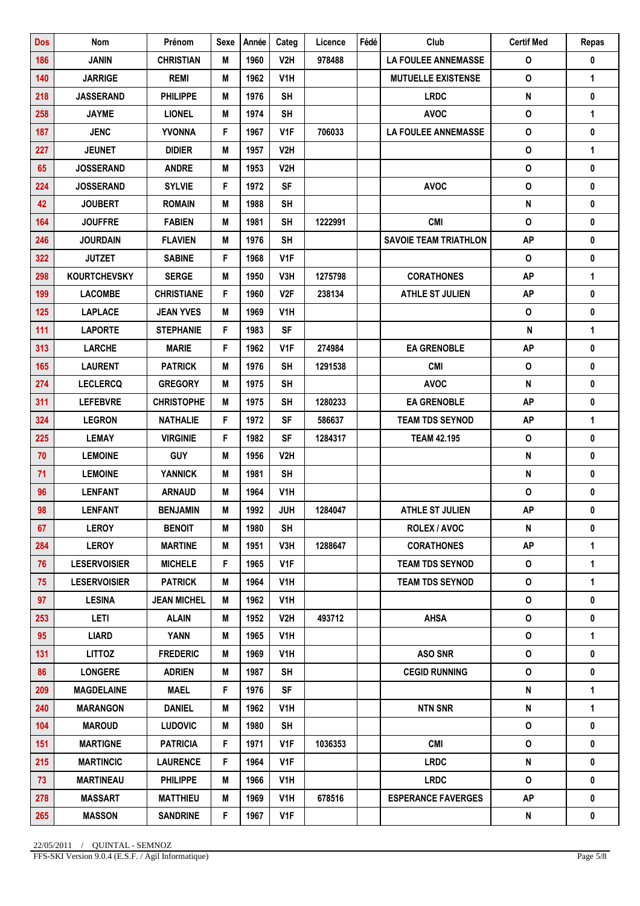| Dos | Nom | Prénom | Sexe | Année | Categ | Licence | Fédé | Club | Certif Med | Repas |
|---|---|---|---|---|---|---|---|---|---|---|
| 186 | JANIN | CHRISTIAN | M | 1960 | V2H | 978488 | | LA FOULEE ANNEMASSE | O | 0 |
| 140 | JARRIGE | REMI | M | 1962 | V1H | | | MUTUELLE EXISTENSE | O | 1 |
| 218 | JASSERAND | PHILIPPE | M | 1976 | SH | | | LRDC | N | 0 |
| 258 | JAYME | LIONEL | M | 1974 | SH | | | AVOC | O | 1 |
| 187 | JENC | YVONNA | F | 1967 | V1F | 706033 | | LA FOULEE ANNEMASSE | O | 0 |
| 227 | JEUNET | DIDIER | M | 1957 | V2H | | | | O | 1 |
| 65 | JOSSERAND | ANDRE | M | 1953 | V2H | | | | O | 0 |
| 224 | JOSSERAND | SYLVIE | F | 1972 | SF | | | AVOC | O | 0 |
| 42 | JOUBERT | ROMAIN | M | 1988 | SH | | | | N | 0 |
| 164 | JOUFFRE | FABIEN | M | 1981 | SH | 1222991 | | CMI | O | 0 |
| 246 | JOURDAIN | FLAVIEN | M | 1976 | SH | | | SAVOIE TEAM TRIATHLON | AP | 0 |
| 322 | JUTZET | SABINE | F | 1968 | V1F | | | | O | 0 |
| 298 | KOURTCHEVSKY | SERGE | M | 1950 | V3H | 1275798 | | CORATHONES | AP | 1 |
| 199 | LACOMBE | CHRISTIANE | F | 1960 | V2F | 238134 | | ATHLE ST JULIEN | AP | 0 |
| 125 | LAPLACE | JEAN YVES | M | 1969 | V1H | | | | O | 0 |
| 111 | LAPORTE | STEPHANIE | F | 1983 | SF | | | | N | 1 |
| 313 | LARCHE | MARIE | F | 1962 | V1F | 274984 | | EA GRENOBLE | AP | 0 |
| 165 | LAURENT | PATRICK | M | 1976 | SH | 1291538 | | CMI | O | 0 |
| 274 | LECLERCQ | GREGORY | M | 1975 | SH | | | AVOC | N | 0 |
| 311 | LEFEBVRE | CHRISTOPHE | M | 1975 | SH | 1280233 | | EA GRENOBLE | AP | 0 |
| 324 | LEGRON | NATHALIE | F | 1972 | SF | 586637 | | TEAM TDS SEYNOD | AP | 1 |
| 225 | LEMAY | VIRGINIE | F | 1982 | SF | 1284317 | | TEAM 42.195 | O | 0 |
| 70 | LEMOINE | GUY | M | 1956 | V2H | | | | N | 0 |
| 71 | LEMOINE | YANNICK | M | 1981 | SH | | | | N | 0 |
| 96 | LENFANT | ARNAUD | M | 1964 | V1H | | | | O | 0 |
| 98 | LENFANT | BENJAMIN | M | 1992 | JUH | 1284047 | | ATHLE ST JULIEN | AP | 0 |
| 67 | LEROY | BENOIT | M | 1980 | SH | | | ROLEX / AVOC | N | 0 |
| 284 | LEROY | MARTINE | M | 1951 | V3H | 1288647 | | CORATHONES | AP | 1 |
| 76 | LESERVOISIER | MICHELE | F | 1965 | V1F | | | TEAM TDS SEYNOD | O | 1 |
| 75 | LESERVOISIER | PATRICK | M | 1964 | V1H | | | TEAM TDS SEYNOD | O | 1 |
| 97 | LESINA | JEAN MICHEL | M | 1962 | V1H | | | | O | 0 |
| 253 | LETI | ALAIN | M | 1952 | V2H | 493712 | | AHSA | O | 0 |
| 95 | LIARD | YANN | M | 1965 | V1H | | | | O | 1 |
| 131 | LITTOZ | FREDERIC | M | 1969 | V1H | | | ASO SNR | O | 0 |
| 86 | LONGERE | ADRIEN | M | 1987 | SH | | | CEGID RUNNING | O | 0 |
| 209 | MAGDELAINE | MAEL | F | 1976 | SF | | | | N | 1 |
| 240 | MARANGON | DANIEL | M | 1962 | V1H | | | NTN SNR | N | 1 |
| 104 | MAROUD | LUDOVIC | M | 1980 | SH | | | | O | 0 |
| 151 | MARTIGNE | PATRICIA | F | 1971 | V1F | 1036353 | | CMI | O | 0 |
| 215 | MARTINCIC | LAURENCE | F | 1964 | V1F | | | LRDC | N | 0 |
| 73 | MARTINEAU | PHILIPPE | M | 1966 | V1H | | | LRDC | O | 0 |
| 278 | MASSART | MATTHIEU | M | 1969 | V1H | 678516 | | ESPERANCE FAVERGES | AP | 0 |
| 265 | MASSON | SANDRINE | F | 1967 | V1F | | | | N | 0 |

22/05/2011 / QUINTAL - SEMNOZ

FFS-SKI Version 9.0.4 (E.S.F. / Agil Informatique)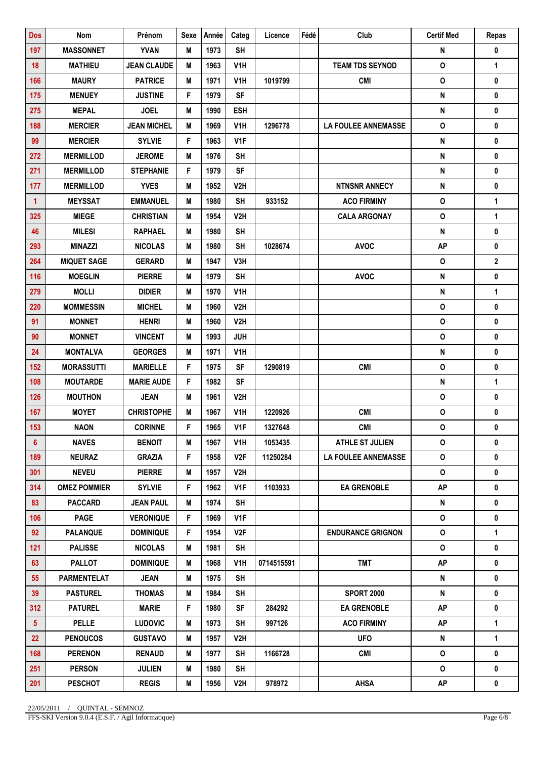| Dos | Nom | Prénom | Sexe | Année | Categ | Licence | Fédé | Club | Certif Med | Repas |
|---|---|---|---|---|---|---|---|---|---|---|
| 197 | MASSONNET | YVAN | M | 1973 | SH | | | | N | 0 |
| 18 | MATHIEU | JEAN CLAUDE | M | 1963 | V1H | | | TEAM TDS SEYNOD | O | 1 |
| 166 | MAURY | PATRICE | M | 1971 | V1H | 1019799 | | CMI | O | 0 |
| 175 | MENUEY | JUSTINE | F | 1979 | SF | | | | N | 0 |
| 275 | MEPAL | JOEL | M | 1990 | ESH | | | | N | 0 |
| 188 | MERCIER | JEAN MICHEL | M | 1969 | V1H | 1296778 | | LA FOULEE ANNEMASSE | O | 0 |
| 99 | MERCIER | SYLVIE | F | 1963 | V1F | | | | N | 0 |
| 272 | MERMILLOD | JEROME | M | 1976 | SH | | | | N | 0 |
| 271 | MERMILLOD | STEPHANIE | F | 1979 | SF | | | | N | 0 |
| 177 | MERMILLOD | YVES | M | 1952 | V2H | | | NTNSNR ANNECY | N | 0 |
| 1 | MEYSSAT | EMMANUEL | M | 1980 | SH | 933152 | | ACO FIRMINY | O | 1 |
| 325 | MIEGE | CHRISTIAN | M | 1954 | V2H | | | CALA ARGONAY | O | 1 |
| 46 | MILESI | RAPHAEL | M | 1980 | SH | | | | N | 0 |
| 293 | MINAZZI | NICOLAS | M | 1980 | SH | 1028674 | | AVOC | AP | 0 |
| 264 | MIQUET SAGE | GERARD | M | 1947 | V3H | | | | O | 2 |
| 116 | MOEGLIN | PIERRE | M | 1979 | SH | | | AVOC | N | 0 |
| 279 | MOLLI | DIDIER | M | 1970 | V1H | | | | N | 1 |
| 220 | MOMMESSIN | MICHEL | M | 1960 | V2H | | | | O | 0 |
| 91 | MONNET | HENRI | M | 1960 | V2H | | | | O | 0 |
| 90 | MONNET | VINCENT | M | 1993 | JUH | | | | O | 0 |
| 24 | MONTALVA | GEORGES | M | 1971 | V1H | | | | N | 0 |
| 152 | MORASSUTTI | MARIELLE | F | 1975 | SF | 1290819 | | CMI | O | 0 |
| 108 | MOUTARDE | MARIE AUDE | F | 1982 | SF | | | | N | 1 |
| 126 | MOUTHON | JEAN | M | 1961 | V2H | | | | O | 0 |
| 167 | MOYET | CHRISTOPHE | M | 1967 | V1H | 1220926 | | CMI | O | 0 |
| 153 | NAON | CORINNE | F | 1965 | V1F | 1327648 | | CMI | O | 0 |
| 6 | NAVES | BENOIT | M | 1967 | V1H | 1053435 | | ATHLE ST JULIEN | O | 0 |
| 189 | NEURAZ | GRAZIA | F | 1958 | V2F | 11250284 | | LA FOULEE ANNEMASSE | O | 0 |
| 301 | NEVEU | PIERRE | M | 1957 | V2H | | | | O | 0 |
| 314 | OMEZ POMMIER | SYLVIE | F | 1962 | V1F | 1103933 | | EA GRENOBLE | AP | 0 |
| 83 | PACCARD | JEAN PAUL | M | 1974 | SH | | | | N | 0 |
| 106 | PAGE | VERONIQUE | F | 1969 | V1F | | | | O | 0 |
| 92 | PALANQUE | DOMINIQUE | F | 1954 | V2F | | | ENDURANCE GRIGNON | O | 1 |
| 121 | PALISSE | NICOLAS | M | 1981 | SH | | | | O | 0 |
| 63 | PALLOT | DOMINIQUE | M | 1968 | V1H | 0714515591 | | TMT | AP | 0 |
| 55 | PARMENTELAT | JEAN | M | 1975 | SH | | | | N | 0 |
| 39 | PASTUREL | THOMAS | M | 1984 | SH | | | SPORT 2000 | N | 0 |
| 312 | PATUREL | MARIE | F | 1980 | SF | 284292 | | EA GRENOBLE | AP | 0 |
| 5 | PELLE | LUDOVIC | M | 1973 | SH | 997126 | | ACO FIRMINY | AP | 1 |
| 22 | PENOUCOS | GUSTAVO | M | 1957 | V2H | | | UFO | N | 1 |
| 168 | PERENON | RENAUD | M | 1977 | SH | 1166728 | | CMI | O | 0 |
| 251 | PERSON | JULIEN | M | 1980 | SH | | | | O | 0 |
| 201 | PESCHOT | REGIS | M | 1956 | V2H | 978972 | | AHSA | AP | 0 |

22/05/2011 / QUINTAL - SEMNOZ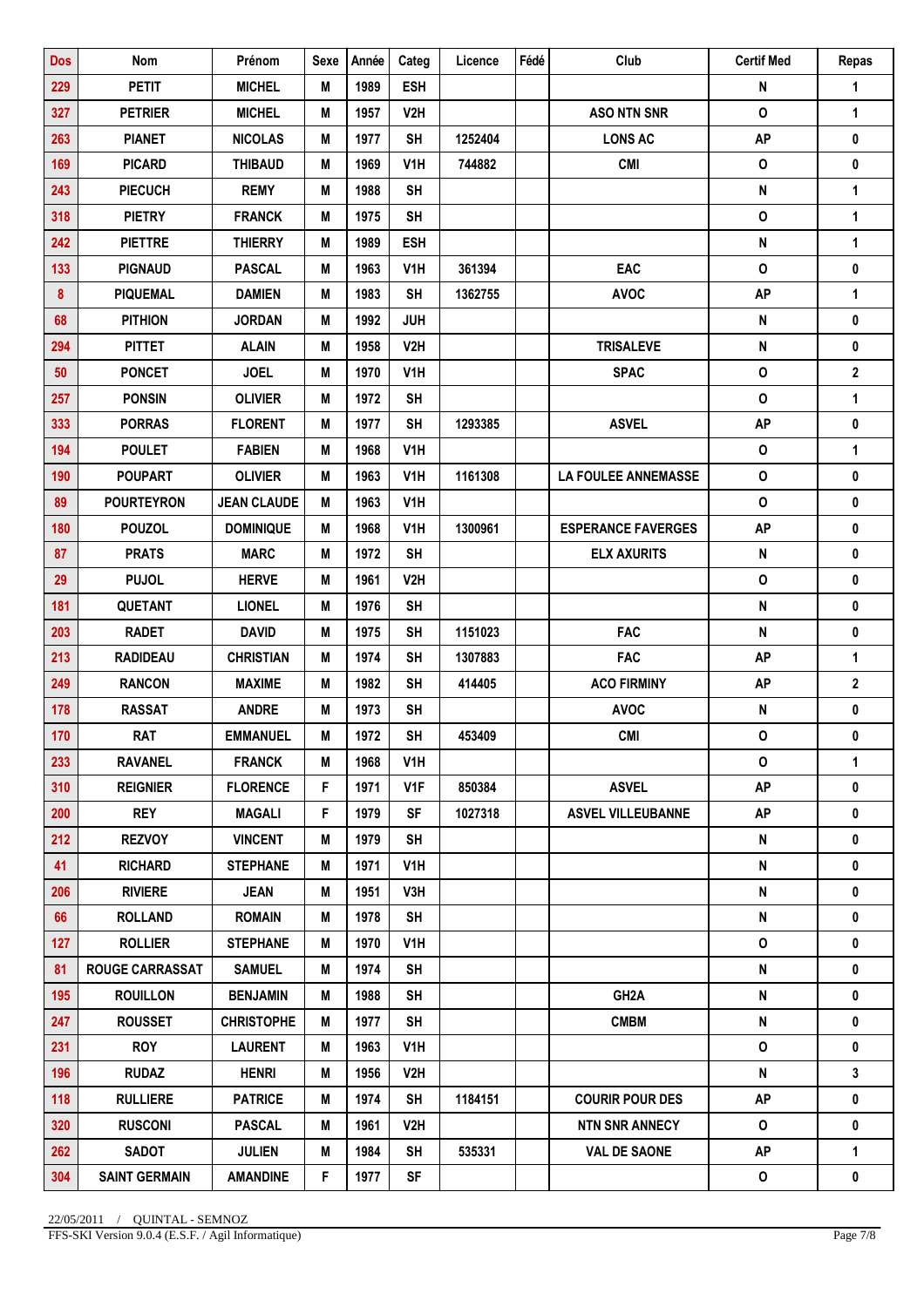| Dos | Nom | Prénom | Sexe | Année | Categ | Licence | Fédé | Club | Certif Med | Repas |
|---|---|---|---|---|---|---|---|---|---|---|
| 229 | PETIT | MICHEL | M | 1989 | ESH | | | | N | 1 |
| 327 | PETRIER | MICHEL | M | 1957 | V2H | | | ASO NTN SNR | O | 1 |
| 263 | PIANET | NICOLAS | M | 1977 | SH | 1252404 | | LONS AC | AP | 0 |
| 169 | PICARD | THIBAUD | M | 1969 | V1H | 744882 | | CMI | O | 0 |
| 243 | PIECUCH | REMY | M | 1988 | SH | | | | N | 1 |
| 318 | PIETRY | FRANCK | M | 1975 | SH | | | | O | 1 |
| 242 | PIETTRE | THIERRY | M | 1989 | ESH | | | | N | 1 |
| 133 | PIGNAUD | PASCAL | M | 1963 | V1H | 361394 | | EAC | O | 0 |
| 8 | PIQUEMAL | DAMIEN | M | 1983 | SH | 1362755 | | AVOC | AP | 1 |
| 68 | PITHION | JORDAN | M | 1992 | JUH | | | | N | 0 |
| 294 | PITTET | ALAIN | M | 1958 | V2H | | | TRISALEVE | N | 0 |
| 50 | PONCET | JOEL | M | 1970 | V1H | | | SPAC | O | 2 |
| 257 | PONSIN | OLIVIER | M | 1972 | SH | | | | O | 1 |
| 333 | PORRAS | FLORENT | M | 1977 | SH | 1293385 | | ASVEL | AP | 0 |
| 194 | POULET | FABIEN | M | 1968 | V1H | | | | O | 1 |
| 190 | POUPART | OLIVIER | M | 1963 | V1H | 1161308 | | LA FOULEE ANNEMASSE | O | 0 |
| 89 | POURTEYRON | JEAN CLAUDE | M | 1963 | V1H | | | | O | 0 |
| 180 | POUZOL | DOMINIQUE | M | 1968 | V1H | 1300961 | | ESPERANCE FAVERGES | AP | 0 |
| 87 | PRATS | MARC | M | 1972 | SH | | | ELX AXURITS | N | 0 |
| 29 | PUJOL | HERVE | M | 1961 | V2H | | | | O | 0 |
| 181 | QUETANT | LIONEL | M | 1976 | SH | | | | N | 0 |
| 203 | RADET | DAVID | M | 1975 | SH | 1151023 | | FAC | N | 0 |
| 213 | RADIDEAU | CHRISTIAN | M | 1974 | SH | 1307883 | | FAC | AP | 1 |
| 249 | RANCON | MAXIME | M | 1982 | SH | 414405 | | ACO FIRMINY | AP | 2 |
| 178 | RASSAT | ANDRE | M | 1973 | SH | | | AVOC | N | 0 |
| 170 | RAT | EMMANUEL | M | 1972 | SH | 453409 | | CMI | O | 0 |
| 233 | RAVANEL | FRANCK | M | 1968 | V1H | | | | O | 1 |
| 310 | REIGNIER | FLORENCE | F | 1971 | V1F | 850384 | | ASVEL | AP | 0 |
| 200 | REY | MAGALI | F | 1979 | SF | 1027318 | | ASVEL VILLEUBANNE | AP | 0 |
| 212 | REZVOY | VINCENT | M | 1979 | SH | | | | N | 0 |
| 41 | RICHARD | STEPHANE | M | 1971 | V1H | | | | N | 0 |
| 206 | RIVIERE | JEAN | M | 1951 | V3H | | | | N | 0 |
| 66 | ROLLAND | ROMAIN | M | 1978 | SH | | | | N | 0 |
| 127 | ROLLIER | STEPHANE | M | 1970 | V1H | | | | O | 0 |
| 81 | ROUGE CARRASSAT | SAMUEL | M | 1974 | SH | | | | N | 0 |
| 195 | ROUILLON | BENJAMIN | M | 1988 | SH | | | GH2A | N | 0 |
| 247 | ROUSSET | CHRISTOPHE | M | 1977 | SH | | | CMBM | N | 0 |
| 231 | ROY | LAURENT | M | 1963 | V1H | | | | O | 0 |
| 196 | RUDAZ | HENRI | M | 1956 | V2H | | | | N | 3 |
| 118 | RULLIERE | PATRICE | M | 1974 | SH | 1184151 | | COURIR POUR DES | AP | 0 |
| 320 | RUSCONI | PASCAL | M | 1961 | V2H | | | NTN SNR ANNECY | O | 0 |
| 262 | SADOT | JULIEN | M | 1984 | SH | 535331 | | VAL DE SAONE | AP | 1 |
| 304 | SAINT GERMAIN | AMANDINE | F | 1977 | SF | | | | O | 0 |

22/05/2011 / QUINTAL - SEMNOZ
FFS-SKI Version 9.0.4 (E.S.F. / Agil Informatique)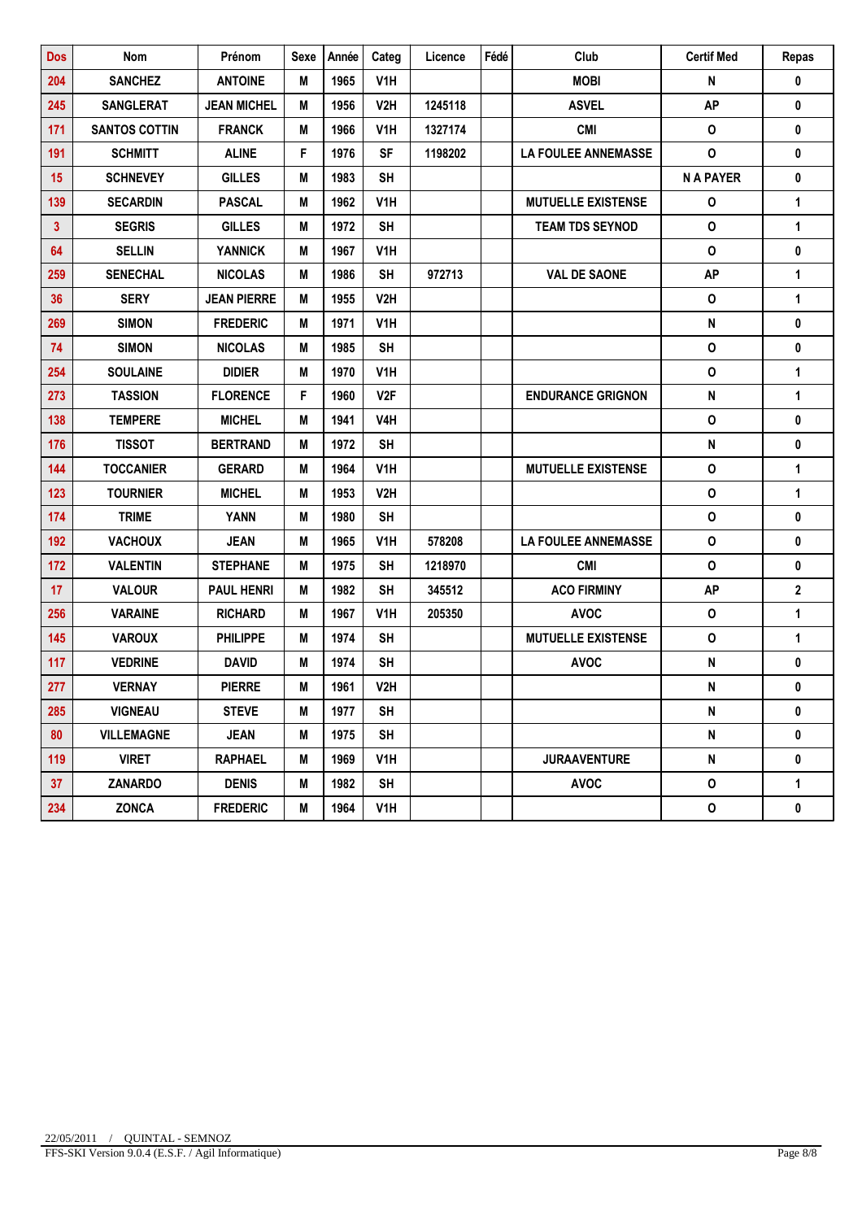| Dos | Nom | Prénom | Sexe | Année | Categ | Licence | Fédé | Club | Certif Med | Repas |
|---|---|---|---|---|---|---|---|---|---|---|
| 204 | SANCHEZ | ANTOINE | M | 1965 | V1H | | | MOBI | N | 0 |
| 245 | SANGLERAT | JEAN MICHEL | M | 1956 | V2H | 1245118 | | ASVEL | AP | 0 |
| 171 | SANTOS COTTIN | FRANCK | M | 1966 | V1H | 1327174 | | CMI | O | 0 |
| 191 | SCHMITT | ALINE | F | 1976 | SF | 1198202 | | LA FOULEE ANNEMASSE | O | 0 |
| 15 | SCHNEVEY | GILLES | M | 1983 | SH | | | | N A PAYER | 0 |
| 139 | SECARDIN | PASCAL | M | 1962 | V1H | | | MUTUELLE EXISTENSE | O | 1 |
| 3 | SEGRIS | GILLES | M | 1972 | SH | | | TEAM TDS SEYNOD | O | 1 |
| 64 | SELLIN | YANNICK | M | 1967 | V1H | | | | O | 0 |
| 259 | SENECHAL | NICOLAS | M | 1986 | SH | 972713 | | VAL DE SAONE | AP | 1 |
| 36 | SERY | JEAN PIERRE | M | 1955 | V2H | | | | O | 1 |
| 269 | SIMON | FREDERIC | M | 1971 | V1H | | | | N | 0 |
| 74 | SIMON | NICOLAS | M | 1985 | SH | | | | O | 0 |
| 254 | SOULAINE | DIDIER | M | 1970 | V1H | | | | O | 1 |
| 273 | TASSION | FLORENCE | F | 1960 | V2F | | | ENDURANCE GRIGNON | N | 1 |
| 138 | TEMPERE | MICHEL | M | 1941 | V4H | | | | O | 0 |
| 176 | TISSOT | BERTRAND | M | 1972 | SH | | | | N | 0 |
| 144 | TOCCANIER | GERARD | M | 1964 | V1H | | | MUTUELLE EXISTENSE | O | 1 |
| 123 | TOURNIER | MICHEL | M | 1953 | V2H | | | | O | 1 |
| 174 | TRIME | YANN | M | 1980 | SH | | | | O | 0 |
| 192 | VACHOUX | JEAN | M | 1965 | V1H | 578208 | | LA FOULEE ANNEMASSE | O | 0 |
| 172 | VALENTIN | STEPHANE | M | 1975 | SH | 1218970 | | CMI | O | 0 |
| 17 | VALOUR | PAUL HENRI | M | 1982 | SH | 345512 | | ACO FIRMINY | AP | 2 |
| 256 | VARAINE | RICHARD | M | 1967 | V1H | 205350 | | AVOC | O | 1 |
| 145 | VAROUX | PHILIPPE | M | 1974 | SH | | | MUTUELLE EXISTENSE | O | 1 |
| 117 | VEDRINE | DAVID | M | 1974 | SH | | | AVOC | N | 0 |
| 277 | VERNAY | PIERRE | M | 1961 | V2H | | | | N | 0 |
| 285 | VIGNEAU | STEVE | M | 1977 | SH | | | | N | 0 |
| 80 | VILLEMAGNE | JEAN | M | 1975 | SH | | | | N | 0 |
| 119 | VIRET | RAPHAEL | M | 1969 | V1H | | | JURAAVENTURE | N | 0 |
| 37 | ZANARDO | DENIS | M | 1982 | SH | | | AVOC | O | 1 |
| 234 | ZONCA | FREDERIC | M | 1964 | V1H | | | | O | 0 |

22/05/2011 / QUINTAL - SEMNOZ

FFS-SKI Version 9.0.4 (E.S.F. / Agil Informatique)